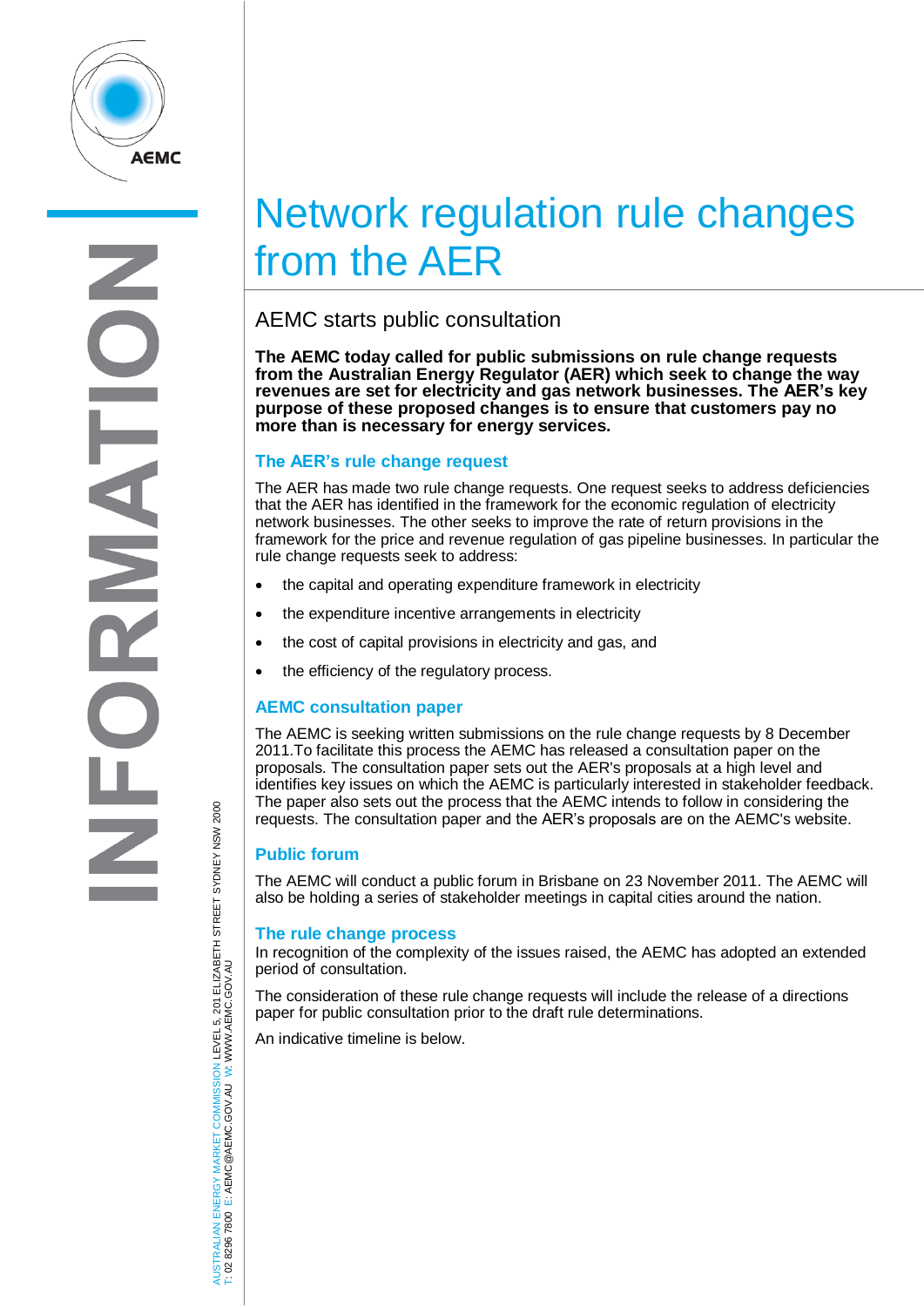# Network regulation rule changes from the AER

## AEMC starts public consultation

**The AEMC today called for public submissions on rule change requests from the Australian Energy Regulator (AER) which seek to change the way revenues are set for electricity and gas network businesses. The AER's key purpose of these proposed changes is to ensure that customers pay no more than is necessary for energy services.**

### The AER's rule change request

The AER has made two rule change requests. One request seeks to address deficiencies that the AER has identified in the framework for the economic regulation of electricity network businesses. The other seeks to improve the rate of return provisions in the framework for the price and revenue regulation of gas pipeline businesses. In particular the rule change requests seek to address:

- the capital and operating expenditure framework in electricity
- the expenditure incentive arrangements in electricity
- the cost of capital provisions in electricity and gas, and
- the efficiency of the regulatory process.

### AEMC consultation paper

The AEMC is seeking written submissions on the rule change requests by 8 December 2011.To facilitate this process the AEMC has released a consultation paper on the proposals. The consultation paper sets out the AER's proposals at a high level and identifies key issues on which the AEMC is particularly interested in stakeholder feedback. The paper also sets out the process that the AEMC intends to follow in considering the requests. The consultation paper and the AER's proposals are on the AEMC's website.

### Public forum

The AEMC will conduct a public forum in Brisbane on 23 November 2011. The AEMC will also be holding a series of stakeholder meetings in capital cities around the nation.

### The rule change process

In recognition of the complexity of the issues raised, the AEMC has adopted an extended period of consultation.

The consideration of these rule change requests will include the release of a directions paper for public consultation prior to the draft rule determinations.

An indicative timeline is below.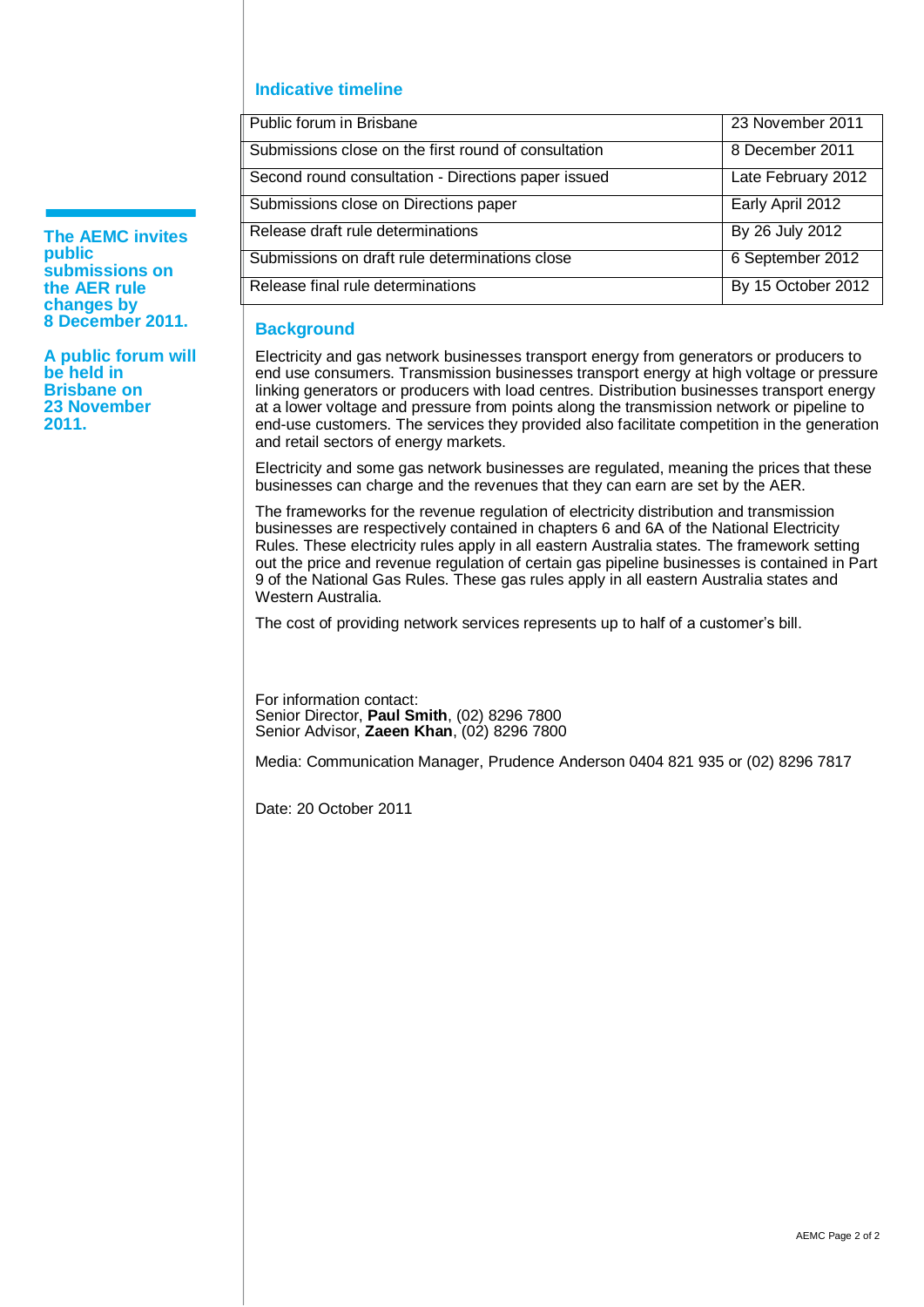**The AEMC invites public submissions on the AER rule changes by 8 December 2011.**

**A public forum will be held in Brisbane on 23 November 2011.**

## Indicative timeline

| | |
|---|---|
| Public forum in Brisbane | 23 November 2011 |
| Submissions close on the first round of consultation | 8 December 2011 |
| Second round consultation - Directions paper issued | Late February 2012 |
| Submissions close on Directions paper | Early April 2012 |
| Release draft rule determinations | By 26 July 2012 |
| Submissions on draft rule determinations close | 6 September 2012 |
| Release final rule determinations | By 15 October 2012 |

## Background

Electricity and gas network businesses transport energy from generators or producers to end use consumers. Transmission businesses transport energy at high voltage or pressure linking generators or producers with load centres. Distribution businesses transport energy at a lower voltage and pressure from points along the transmission network or pipeline to end-use customers. The services they provided also facilitate competition in the generation and retail sectors of energy markets.

Electricity and some gas network businesses are regulated, meaning the prices that these businesses can charge and the revenues that they can earn are set by the AER.

The frameworks for the revenue regulation of electricity distribution and transmission businesses are respectively contained in chapters 6 and 6A of the National Electricity Rules. These electricity rules apply in all eastern Australia states. The framework setting out the price and revenue regulation of certain gas pipeline businesses is contained in Part 9 of the National Gas Rules. These gas rules apply in all eastern Australia states and Western Australia.

The cost of providing network services represents up to half of a customer's bill.

For information contact:
Senior Director, **Paul Smith**, (02) 8296 7800
Senior Advisor, **Zaeen Khan**, (02) 8296 7800

Media: Communication Manager, Prudence Anderson 0404 821 935 or (02) 8296 7817

Date: 20 October 2011